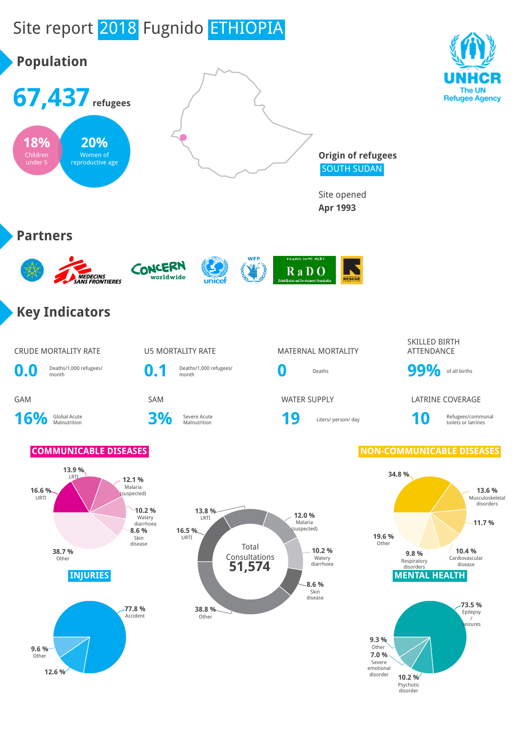# Site report 2018 Fugnido ETHIOPIA

UNHCR
The UN Refugee Agency

## Population

**67,437** refugees

**18%** Children under 5

**20%** Women of reproductive age

**Origin of refugees**
SOUTH SUDAN

Site opened
**Apr 1993**

## Partners

MEDECINS SANS FRONTIERES, CONCERN worldwide, unicef, WFP, RaDO Rehabilitation and Development Organization, INTERNATIONAL RESCUE COMMITTEE

## Key Indicators

| Indicator | Value | Unit |
|---|---|---|
| CRUDE MORTALITY RATE | 0.0 | Deaths/1,000 refugees/ month |
| U5 MORTALITY RATE | 0.1 | Deaths/1,000 refugees/ month |
| MATERNAL MORTALITY | 0 | Deaths |
| SKILLED BIRTH ATTENDANCE | 99% | of all births |
| GAM | 16% | Global Acute Malnutrition |
| SAM | 3% | Severe Acute Malnutrition |
| WATER SUPPLY | 19 | Liters/ person/ day |
| LATRINE COVERAGE | 10 | Refugees/communal toilets or latrines |

### COMMUNICABLE DISEASES

| Disease | % |
|---|---|
| LRTI | 13.9 % |
| Malaria (suspected) | 12.1 % |
| Watery diarrhoea | 10.2 % |
| Skin disease | 8.6 % |
| Other | 38.7 % |
| URTI | 16.6 % |

### Total Consultations 51,574

| Category | % |
|---|---|
| LRTI | 13.8 % |
| Malaria (suspected) | 12.0 % |
| Watery diarrhoea | 10.2 % |
| Skin disease | 8.6 % |
| Other | 38.8 % |
| URTI | 16.5 % |

### NON-COMMUNICABLE DISEASES

| Disease | % |
|---|---|
| (unlabelled) | 34.8 % |
| Musculoskeletal disorders | 13.6 % |
| (unlabelled) | 11.7 % |
| Cardiovascular disease | 10.4 % |
| Respiratory disorders | 9.8 % |
| Other | 19.6 % |

### INJURIES

| Category | % |
|---|---|
| Accident | 77.8 % |
| (unlabelled) | 12.6 % |
| Other | 9.6 % |

### MENTAL HEALTH

| Category | % |
|---|---|
| Epilepsy / seizures | 73.5 % |
| Psychotic disorder | 10.2 % |
| Severe emotional disorder | 7.0 % |
| Other | 9.3 % |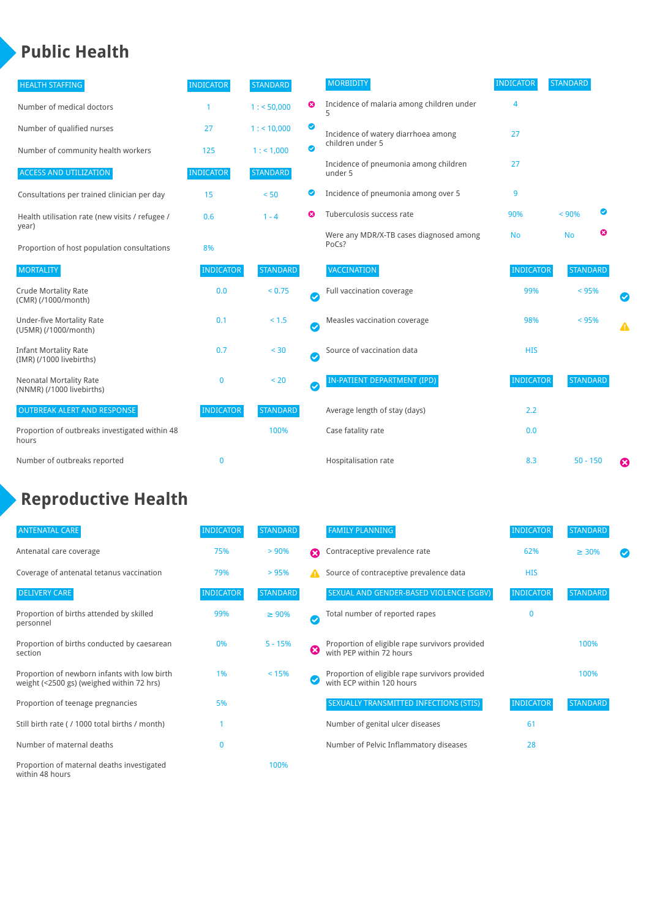# Public Health

| HEALTH STAFFING | INDICATOR | STANDARD | |
|---|---|---|---|
| Number of medical doctors | 1 | 1 : < 50,000 | ✖ |
| Number of qualified nurses | 27 | 1 : < 10,000 | ✔ |
| Number of community health workers | 125 | 1 : < 1,000 | ✔ |

| ACCESS AND UTILIZATION | INDICATOR | STANDARD | |
|---|---|---|---|
| Consultations per trained clinician per day | 15 | < 50 | ✔ |
| Health utilisation rate (new visits / refugee / year) | 0.6 | 1 - 4 | ✖ |
| Proportion of host population consultations | 8% | | |

| MORTALITY | INDICATOR | STANDARD | |
|---|---|---|---|
| Crude Mortality Rate (CMR) (/1000/month) | 0.0 | < 0.75 | ✔ |
| Under-five Mortality Rate (U5MR) (/1000/month) | 0.1 | < 1.5 | ✔ |
| Infant Mortality Rate (IMR) (/1000 livebirths) | 0.7 | < 30 | ✔ |
| Neonatal Mortality Rate (NNMR) (/1000 livebirths) | 0 | < 20 | ✔ |

| OUTBREAK ALERT AND RESPONSE | INDICATOR | STANDARD |
|---|---|---|
| Proportion of outbreaks investigated within 48 hours | | 100% |
| Number of outbreaks reported | 0 | |

| MORBIDITY | INDICATOR | STANDARD | |
|---|---|---|---|
| Incidence of malaria among children under 5 | 4 | | |
| Incidence of watery diarrhoea among children under 5 | 27 | | |
| Incidence of pneumonia among children under 5 | 27 | | |
| Incidence of pneumonia among over 5 | 9 | | |
| Tuberculosis success rate | 90% | < 90% | ✔ |
| Were any MDR/X-TB cases diagnosed among PoCs? | No | No | ✖ |

| VACCINATION | INDICATOR | STANDARD | |
|---|---|---|---|
| Full vaccination coverage | 99% | < 95% | ✔ |
| Measles vaccination coverage | 98% | < 95% | ⚠ |
| Source of vaccination data | HIS | | |

| IN-PATIENT DEPARTMENT (IPD) | INDICATOR | STANDARD | |
|---|---|---|---|
| Average length of stay (days) | 2.2 | | |
| Case fatality rate | 0.0 | | |
| Hospitalisation rate | 8.3 | 50 - 150 | ✖ |

# Reproductive Health

| ANTENATAL CARE | INDICATOR | STANDARD | |
|---|---|---|---|
| Antenatal care coverage | 75% | > 90% | ✖ |
| Coverage of antenatal tetanus vaccination | 79% | > 95% | ⚠ |

| DELIVERY CARE | INDICATOR | STANDARD | |
|---|---|---|---|
| Proportion of births attended by skilled personnel | 99% | ≥ 90% | ✔ |
| Proportion of births conducted by caesarean section | 0% | 5 - 15% | ✖ |
| Proportion of newborn infants with low birth weight (<2500 gs) (weighed within 72 hrs) | 1% | < 15% | ✔ |
| Proportion of teenage pregnancies | 5% | | |
| Still birth rate ( / 1000 total births / month) | 1 | | |
| Number of maternal deaths | 0 | | |
| Proportion of maternal deaths investigated within 48 hours | | 100% | |

| FAMILY PLANNING | INDICATOR | STANDARD | |
|---|---|---|---|
| Contraceptive prevalence rate | 62% | ≥ 30% | ✔ |
| Source of contraceptive prevalence data | HIS | | |

| SEXUAL AND GENDER-BASED VIOLENCE (SGBV) | INDICATOR | STANDARD |
|---|---|---|
| Total number of reported rapes | 0 | |
| Proportion of eligible rape survivors provided with PEP within 72 hours | | 100% |
| Proportion of eligible rape survivors provided with ECP within 120 hours | | 100% |

| SEXUALLY TRANSMITTED INFECTIONS (STIS) | INDICATOR | STANDARD |
|---|---|---|
| Number of genital ulcer diseases | 61 | |
| Number of Pelvic Inflammatory diseases | 28 | |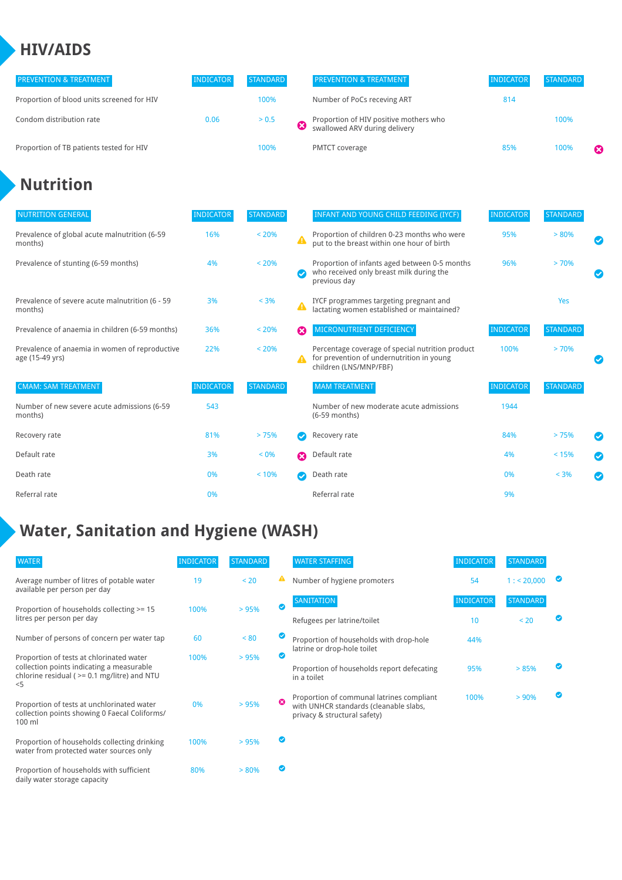# HIV/AIDS

| PREVENTION & TREATMENT | INDICATOR | STANDARD | |
|---|---|---|---|
| Proportion of blood units screened for HIV | | 100% | |
| Condom distribution rate | 0.06 | > 0.5 | ✗ |
| Proportion of TB patients tested for HIV | | 100% | |

| PREVENTION & TREATMENT | INDICATOR | STANDARD | |
|---|---|---|---|
| Number of PoCs receving ART | 814 | | |
| Proportion of HIV positive mothers who swallowed ARV during delivery | | 100% | |
| PMTCT coverage | 85% | 100% | ✗ |

# Nutrition

| NUTRITION GENERAL | INDICATOR | STANDARD | |
|---|---|---|---|
| Prevalence of global acute malnutrition (6-59 months) | 16% | < 20% | ⚠ |
| Prevalence of stunting (6-59 months) | 4% | < 20% | ✓ |
| Prevalence of severe acute malnutrition (6 - 59 months) | 3% | < 3% | ⚠ |
| Prevalence of anaemia in children (6-59 months) | 36% | < 20% | ✗ |
| Prevalence of anaemia in women of reproductive age (15-49 yrs) | 22% | < 20% | ⚠ |

| INFANT AND YOUNG CHILD FEEDING (IYCF) | INDICATOR | STANDARD | |
|---|---|---|---|
| Proportion of children 0-23 months who were put to the breast within one hour of birth | 95% | > 80% | ✓ |
| Proportion of infants aged between 0-5 months who received only breast milk during the previous day | 96% | > 70% | ✓ |
| IYCF programmes targeting pregnant and lactating women established or maintained? | | Yes | |

| MICRONUTRIENT DEFICIENCY | INDICATOR | STANDARD | |
|---|---|---|---|
| Percentage coverage of special nutrition product for prevention of undernutrition in young children (LNS/MNP/FBF) | 100% | > 70% | ✓ |

| CMAM: SAM TREATMENT | INDICATOR | STANDARD | |
|---|---|---|---|
| Number of new severe acute admissions (6-59 months) | 543 | | |
| Recovery rate | 81% | > 75% | ✓ |
| Default rate | 3% | < 0% | ✗ |
| Death rate | 0% | < 10% | ✓ |
| Referral rate | 0% | | |

| MAM TREATMENT | INDICATOR | STANDARD | |
|---|---|---|---|
| Number of new moderate acute admissions (6-59 months) | 1944 | | |
| Recovery rate | 84% | > 75% | ✓ |
| Default rate | 4% | < 15% | ✓ |
| Death rate | 0% | < 3% | ✓ |
| Referral rate | 9% | | |

# Water, Sanitation and Hygiene (WASH)

| WATER | INDICATOR | STANDARD | |
|---|---|---|---|
| Average number of litres of potable water available per person per day | 19 | < 20 | ⚠ |
| Proportion of households collecting >= 15 litres per person per day | 100% | > 95% | ✓ |
| Number of persons of concern per water tap | 60 | < 80 | ✓ |
| Proportion of tests at chlorinated water collection points indicating a measurable chlorine residual ( >= 0.1 mg/litre) and NTU <5 | 100% | > 95% | ✓ |
| Proportion of tests at unchlorinated water collection points showing 0 Faecal Coliforms/ 100 ml | 0% | > 95% | ✗ |
| Proportion of households collecting drinking water from protected water sources only | 100% | > 95% | ✓ |
| Proportion of households with sufficient daily water storage capacity | 80% | > 80% | ✓ |

| WATER STAFFING | INDICATOR | STANDARD | |
|---|---|---|---|
| Number of hygiene promoters | 54 | 1 : < 20,000 | ✓ |

| SANITATION | INDICATOR | STANDARD | |
|---|---|---|---|
| Refugees per latrine/toilet | 10 | < 20 | ✓ |
| Proportion of households with drop-hole latrine or drop-hole toilet | 44% | | |
| Proportion of households report defecating in a toilet | 95% | > 85% | ✓ |
| Proportion of communal latrines compliant with UNHCR standards (cleanable slabs, privacy & structural safety) | 100% | > 90% | ✓ |